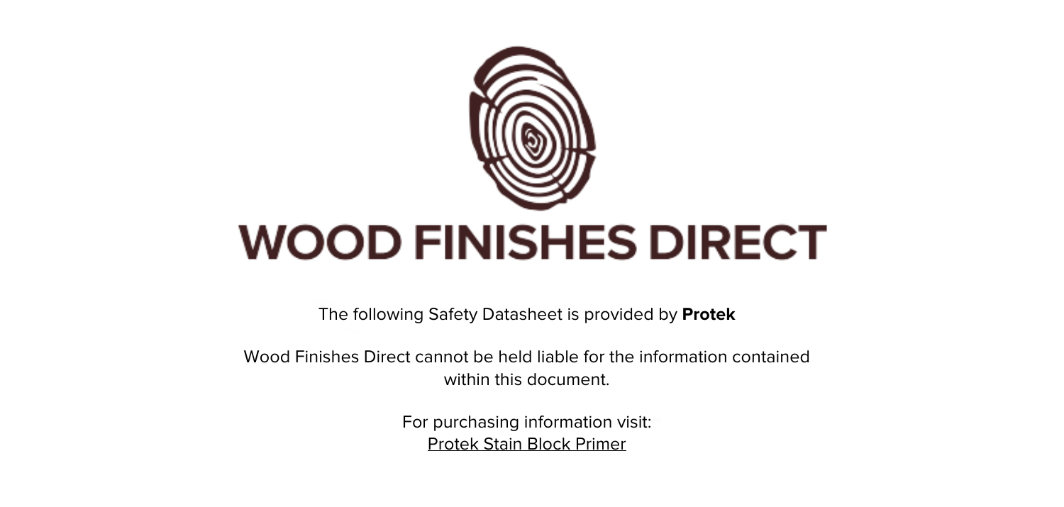# WOOD FINISHES DIRECT

The following Safety Datasheet is provided by **Protek**

Wood Finishes Direct cannot be held liable for the information contained within this document.

For purchasing information visit:
Protek Stain Block Primer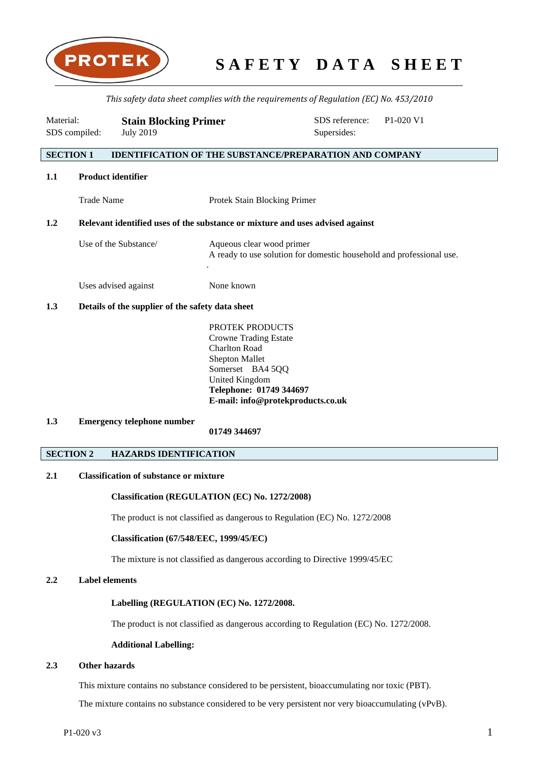# SAFETY DATA SHEET

*This safety data sheet complies with the requirements of Regulation (EC) No. 453/2010*

| | | | |
|---|---|---|---|
| Material: | **Stain Blocking Primer** | SDS reference: | P1-020 V1 |
| SDS compiled: | July 2019 | Supersides: | |

## SECTION 1 IDENTIFICATION OF THE SUBSTANCE/PREPARATION AND COMPANY

### 1.1 Product identifier

Trade Name — Protek Stain Blocking Primer

### 1.2 Relevant identified uses of the substance or mixture and uses advised against

Use of the Substance/ — Aqueous clear wood primer
A ready to use solution for domestic household and professional use.
.

Uses advised against — None known

### 1.3 Details of the supplier of the safety data sheet

PROTEK PRODUCTS
Crowne Trading Estate
Charlton Road
Shepton Mallet
Somerset BA4 5QQ
United Kingdom
**Telephone: 01749 344697**
**E-mail: info@protekproducts.co.uk**

### 1.3 Emergency telephone number

**01749 344697**

## SECTION 2 HAZARDS IDENTIFICATION

### 2.1 Classification of substance or mixture

**Classification (REGULATION (EC) No. 1272/2008)**

The product is not classified as dangerous to Regulation (EC) No. 1272/2008

**Classification (67/548/EEC, 1999/45/EC)**

The mixture is not classified as dangerous according to Directive 1999/45/EC

### 2.2 Label elements

**Labelling (REGULATION (EC) No. 1272/2008.**

The product is not classified as dangerous according to Regulation (EC) No. 1272/2008.

**Additional Labelling:**

### 2.3 Other hazards

This mixture contains no substance considered to be persistent, bioaccumulating nor toxic (PBT).

The mixture contains no substance considered to be very persistent nor very bioaccumulating (vPvB).

P1-020 v3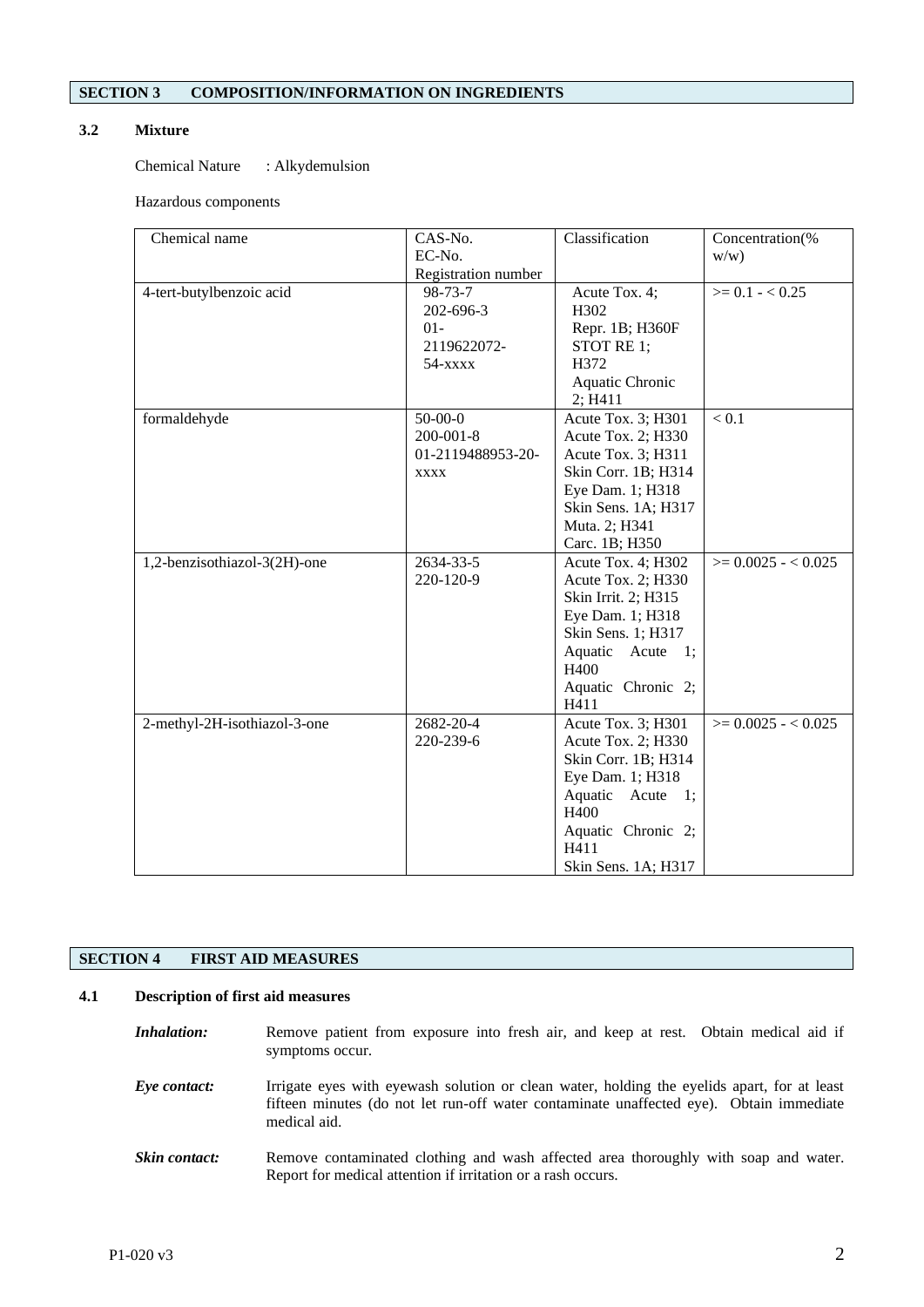## SECTION 3 COMPOSITION/INFORMATION ON INGREDIENTS

### 3.2 Mixture

Chemical Nature : Alkydemulsion

Hazardous components

| Chemical name | CAS-No.<br>EC-No.<br>Registration number | Classification | Concentration(% w/w) |
|---|---|---|---|
| 4-tert-butylbenzoic acid | 98-73-7<br>202-696-3<br>01-2119622072-54-xxxx | Acute Tox. 4; H302<br>Repr. 1B; H360F<br>STOT RE 1; H372<br>Aquatic Chronic 2; H411 | >= 0.1 - < 0.25 |
| formaldehyde | 50-00-0<br>200-001-8<br>01-2119488953-20-xxxx | Acute Tox. 3; H301<br>Acute Tox. 2; H330<br>Acute Tox. 3; H311<br>Skin Corr. 1B; H314<br>Eye Dam. 1; H318<br>Skin Sens. 1A; H317<br>Muta. 2; H341<br>Carc. 1B; H350 | < 0.1 |
| 1,2-benzisothiazol-3(2H)-one | 2634-33-5<br>220-120-9 | Acute Tox. 4; H302<br>Acute Tox. 2; H330<br>Skin Irrit. 2; H315<br>Eye Dam. 1; H318<br>Skin Sens. 1; H317<br>Aquatic Acute 1; H400<br>Aquatic Chronic 2; H411 | >= 0.0025 - < 0.025 |
| 2-methyl-2H-isothiazol-3-one | 2682-20-4<br>220-239-6 | Acute Tox. 3; H301<br>Acute Tox. 2; H330<br>Skin Corr. 1B; H314<br>Eye Dam. 1; H318<br>Aquatic Acute 1; H400<br>Aquatic Chronic 2; H411<br>Skin Sens. 1A; H317 | >= 0.0025 - < 0.025 |

## SECTION 4 FIRST AID MEASURES

### 4.1 Description of first aid measures

***Inhalation:*** Remove patient from exposure into fresh air, and keep at rest. Obtain medical aid if symptoms occur.

***Eye contact:*** Irrigate eyes with eyewash solution or clean water, holding the eyelids apart, for at least fifteen minutes (do not let run-off water contaminate unaffected eye). Obtain immediate medical aid.

***Skin contact:*** Remove contaminated clothing and wash affected area thoroughly with soap and water. Report for medical attention if irritation or a rash occurs.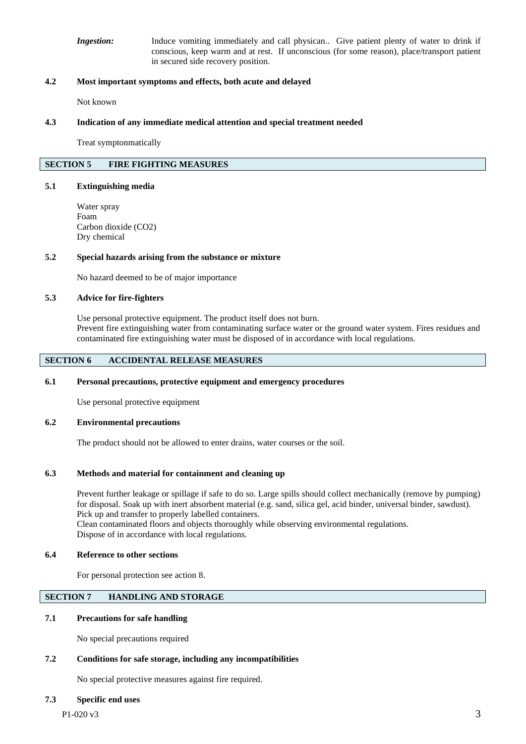*Ingestion:* Induce vomiting immediately and call physican.. Give patient plenty of water to drink if conscious, keep warm and at rest. If unconscious (for some reason), place/transport patient in secured side recovery position.

**4.2 Most important symptoms and effects, both acute and delayed**

Not known

**4.3 Indication of any immediate medical attention and special treatment needed**

Treat symptonmatically

## SECTION 5 FIRE FIGHTING MEASURES

**5.1 Extinguishing media**

Water spray
Foam
Carbon dioxide (CO2)
Dry chemical

**5.2 Special hazards arising from the substance or mixture**

No hazard deemed to be of major importance

**5.3 Advice for fire-fighters**

Use personal protective equipment. The product itself does not burn.
Prevent fire extinguishing water from contaminating surface water or the ground water system. Fires residues and contaminated fire extinguishing water must be disposed of in accordance with local regulations.

## SECTION 6 ACCIDENTAL RELEASE MEASURES

**6.1 Personal precautions, protective equipment and emergency procedures**

Use personal protective equipment

**6.2 Environmental precautions**

The product should not be allowed to enter drains, water courses or the soil.

**6.3 Methods and material for containment and cleaning up**

Prevent further leakage or spillage if safe to do so. Large spills should collect mechanically (remove by pumping) for disposal. Soak up with inert absorbent material (e.g. sand, silica gel, acid binder, universal binder, sawdust). Pick up and transfer to properly labelled containers.
Clean contaminated floors and objects thoroughly while observing environmental regulations.
Dispose of in accordance with local regulations.

**6.4 Reference to other sections**

For personal protection see action 8.

## SECTION 7 HANDLING AND STORAGE

**7.1 Precautions for safe handling**

No special precautions required

**7.2 Conditions for safe storage, including any incompatibilities**

No special protective measures against fire required.

**7.3 Specific end uses**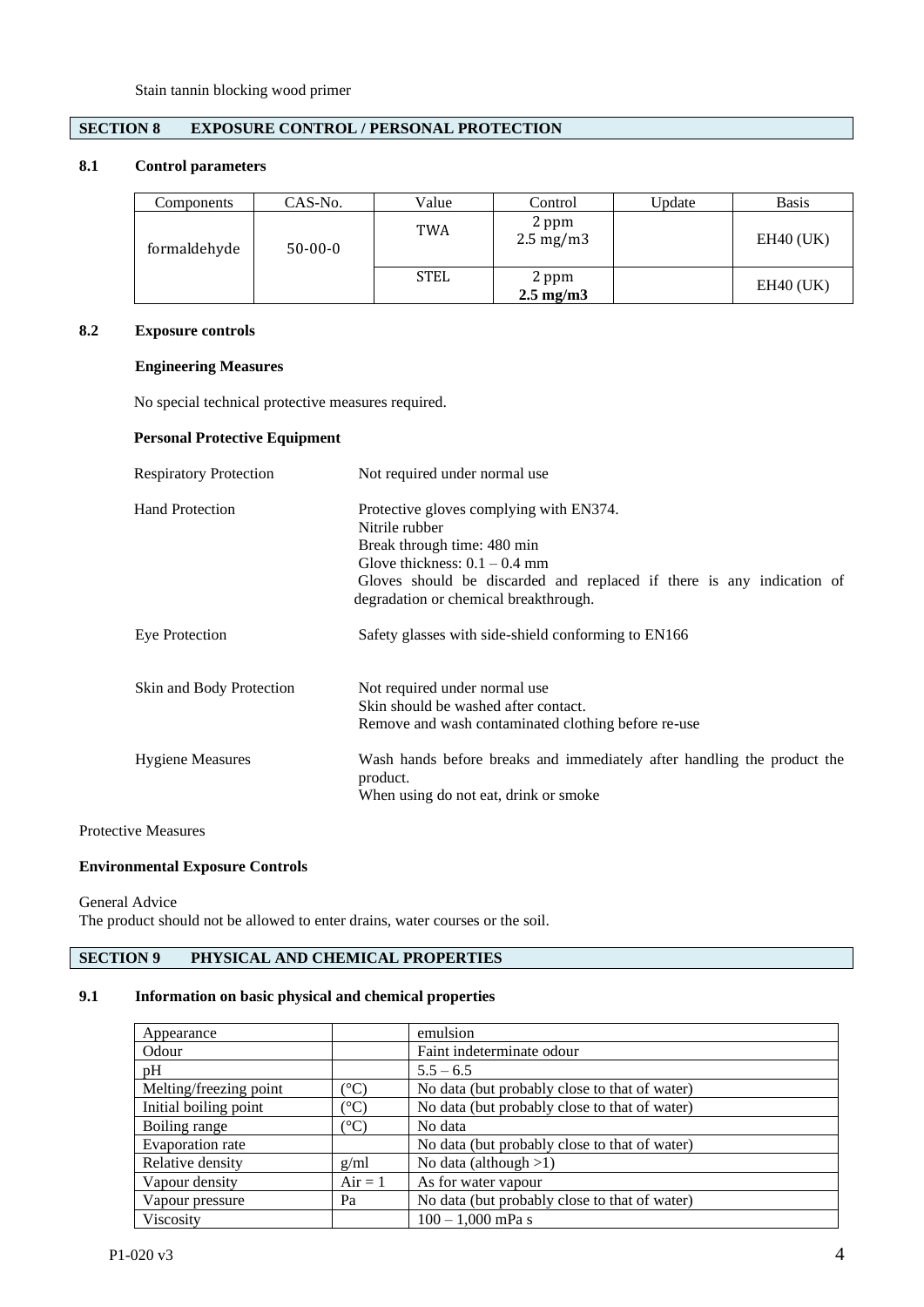Stain tannin blocking wood primer

## SECTION 8 EXPOSURE CONTROL / PERSONAL PROTECTION

### 8.1 Control parameters

| Components | CAS-No. | Value | Control | Update | Basis |
|---|---|---|---|---|---|
| formaldehyde | 50-00-0 | TWA | 2 ppm<br>2.5 mg/m3 | | EH40 (UK) |
| | | STEL | 2 ppm<br>**2.5 mg/m3** | | EH40 (UK) |

### 8.2 Exposure controls

**Engineering Measures**

No special technical protective measures required.

**Personal Protective Equipment**

Respiratory Protection — Not required under normal use

Hand Protection — Protective gloves complying with EN374.
Nitrile rubber
Break through time: 480 min
Glove thickness: 0.1 – 0.4 mm
Gloves should be discarded and replaced if there is any indication of degradation or chemical breakthrough.

Eye Protection — Safety glasses with side-shield conforming to EN166

Skin and Body Protection — Not required under normal use
Skin should be washed after contact.
Remove and wash contaminated clothing before re-use

Hygiene Measures — Wash hands before breaks and immediately after handling the product the product.
When using do not eat, drink or smoke

Protective Measures

**Environmental Exposure Controls**

General Advice
The product should not be allowed to enter drains, water courses or the soil.

## SECTION 9 PHYSICAL AND CHEMICAL PROPERTIES

### 9.1 Information on basic physical and chemical properties

| Appearance | | emulsion |
|---|---|---|
| Odour | | Faint indeterminate odour |
| pH | | 5.5 – 6.5 |
| Melting/freezing point | (°C) | No data (but probably close to that of water) |
| Initial boiling point | (°C) | No data (but probably close to that of water) |
| Boiling range | (°C) | No data |
| Evaporation rate | | No data (but probably close to that of water) |
| Relative density | g/ml | No data (although >1) |
| Vapour density | Air = 1 | As for water vapour |
| Vapour pressure | Pa | No data (but probably close to that of water) |
| Viscosity | | 100 – 1,000 mPa s |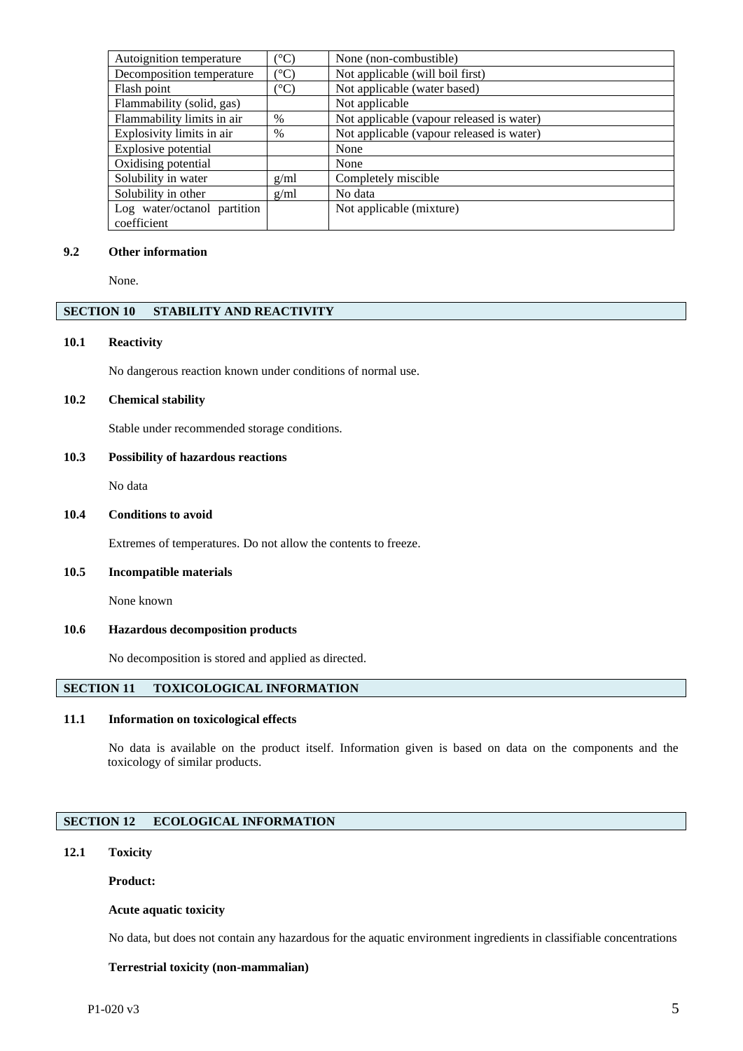| Autoignition temperature | (°C) | None (non-combustible) |
|---|---|---|
| Decomposition temperature | (°C) | Not applicable (will boil first) |
| Flash point | (°C) | Not applicable (water based) |
| Flammability (solid, gas) | | Not applicable |
| Flammability limits in air | % | Not applicable (vapour released is water) |
| Explosivity limits in air | % | Not applicable (vapour released is water) |
| Explosive potential | | None |
| Oxidising potential | | None |
| Solubility in water | g/ml | Completely miscible |
| Solubility in other | g/ml | No data |
| Log water/octanol partition coefficient | | Not applicable (mixture) |

### 9.2 Other information

None.

## SECTION 10 STABILITY AND REACTIVITY

### 10.1 Reactivity

No dangerous reaction known under conditions of normal use.

### 10.2 Chemical stability

Stable under recommended storage conditions.

### 10.3 Possibility of hazardous reactions

No data

### 10.4 Conditions to avoid

Extremes of temperatures. Do not allow the contents to freeze.

### 10.5 Incompatible materials

None known

### 10.6 Hazardous decomposition products

No decomposition is stored and applied as directed.

## SECTION 11 TOXICOLOGICAL INFORMATION

### 11.1 Information on toxicological effects

No data is available on the product itself. Information given is based on data on the components and the toxicology of similar products.

## SECTION 12 ECOLOGICAL INFORMATION

### 12.1 Toxicity

**Product:**

**Acute aquatic toxicity**

No data, but does not contain any hazardous for the aquatic environment ingredients in classifiable concentrations

**Terrestrial toxicity (non-mammalian)**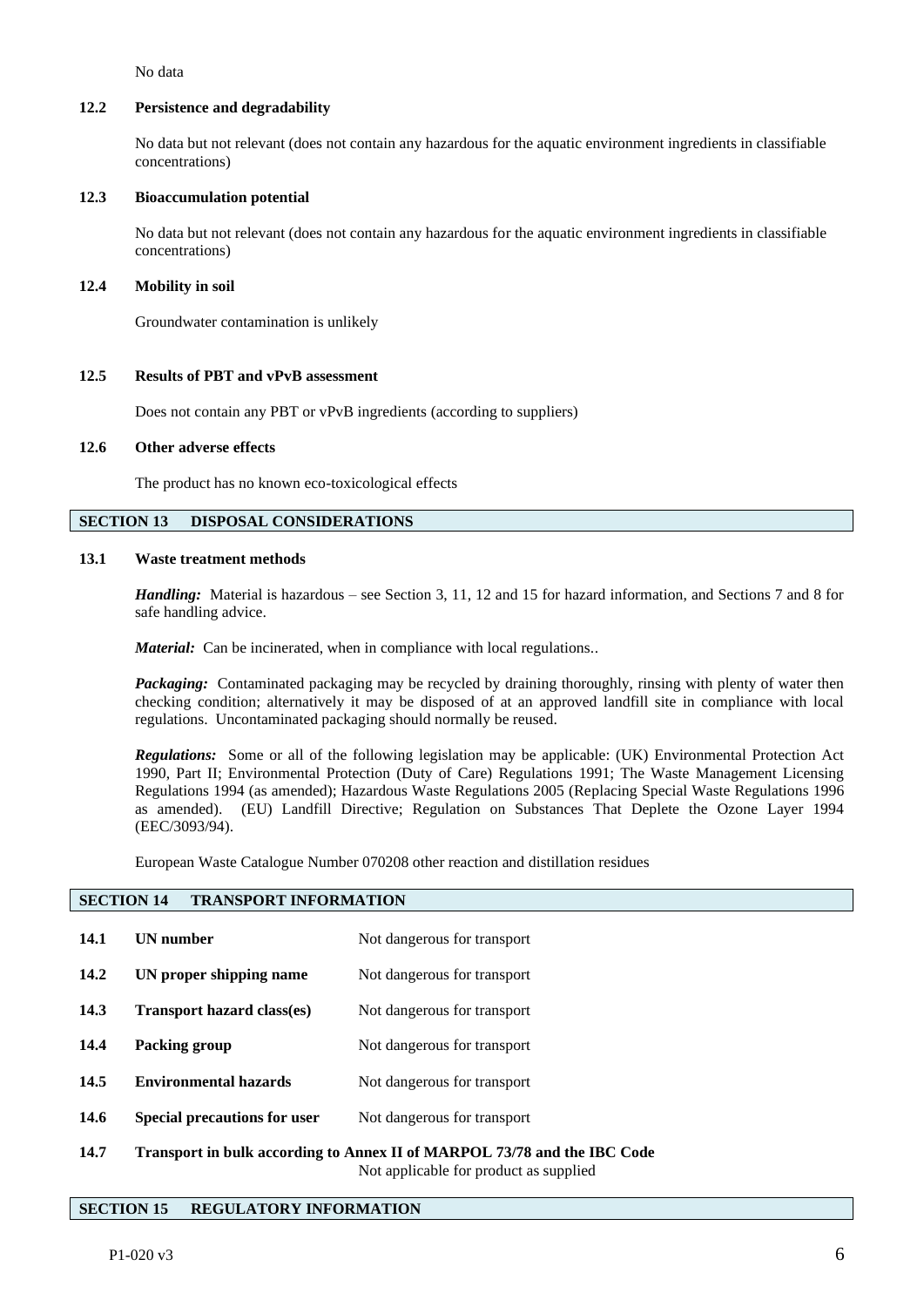No data

### 12.2 Persistence and degradability

No data but not relevant (does not contain any hazardous for the aquatic environment ingredients in classifiable concentrations)

### 12.3 Bioaccumulation potential

No data but not relevant (does not contain any hazardous for the aquatic environment ingredients in classifiable concentrations)

### 12.4 Mobility in soil

Groundwater contamination is unlikely

### 12.5 Results of PBT and vPvB assessment

Does not contain any PBT or vPvB ingredients (according to suppliers)

### 12.6 Other adverse effects

The product has no known eco-toxicological effects

## SECTION 13 DISPOSAL CONSIDERATIONS

### 13.1 Waste treatment methods

***Handling:*** Material is hazardous – see Section 3, 11, 12 and 15 for hazard information, and Sections 7 and 8 for safe handling advice.

***Material:*** Can be incinerated, when in compliance with local regulations..

***Packaging:*** Contaminated packaging may be recycled by draining thoroughly, rinsing with plenty of water then checking condition; alternatively it may be disposed of at an approved landfill site in compliance with local regulations. Uncontaminated packaging should normally be reused.

***Regulations:*** Some or all of the following legislation may be applicable: (UK) Environmental Protection Act 1990, Part II; Environmental Protection (Duty of Care) Regulations 1991; The Waste Management Licensing Regulations 1994 (as amended); Hazardous Waste Regulations 2005 (Replacing Special Waste Regulations 1996 as amended). (EU) Landfill Directive; Regulation on Substances That Deplete the Ozone Layer 1994 (EEC/3093/94).

European Waste Catalogue Number 070208 other reaction and distillation residues

## SECTION 14 TRANSPORT INFORMATION

| | | |
|---|---|---|
| **14.1** | **UN number** | Not dangerous for transport |
| **14.2** | **UN proper shipping name** | Not dangerous for transport |
| **14.3** | **Transport hazard class(es)** | Not dangerous for transport |
| **14.4** | **Packing group** | Not dangerous for transport |
| **14.5** | **Environmental hazards** | Not dangerous for transport |
| **14.6** | **Special precautions for user** | Not dangerous for transport |

**14.7 Transport in bulk according to Annex II of MARPOL 73/78 and the IBC Code**

Not applicable for product as supplied

## SECTION 15 REGULATORY INFORMATION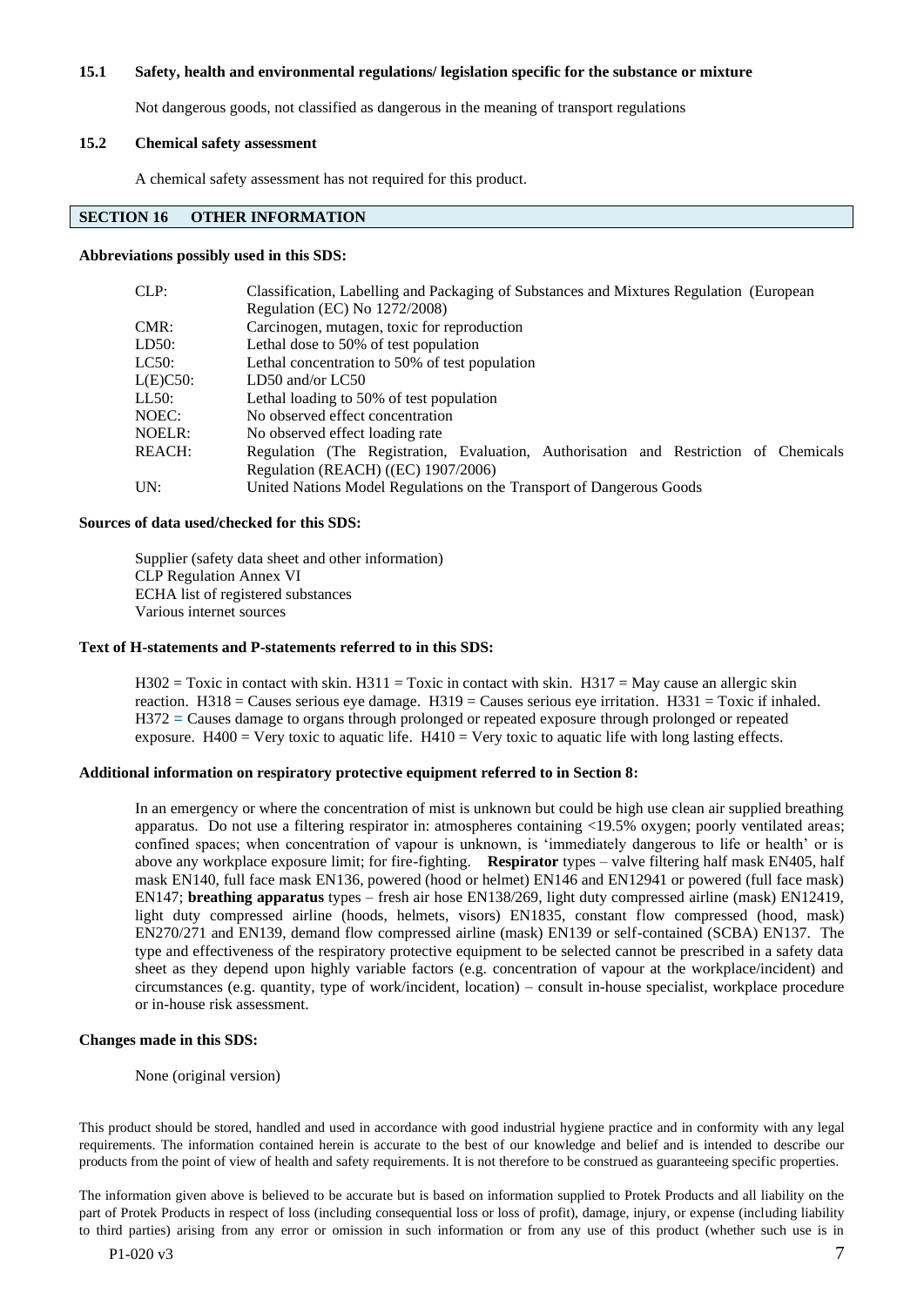**15.1 Safety, health and environmental regulations/ legislation specific for the substance or mixture**

Not dangerous goods, not classified as dangerous in the meaning of transport regulations

**15.2 Chemical safety assessment**

A chemical safety assessment has not required for this product.

## SECTION 16 OTHER INFORMATION

**Abbreviations possibly used in this SDS:**

| | |
|---|---|
| CLP: | Classification, Labelling and Packaging of Substances and Mixtures Regulation (European Regulation (EC) No 1272/2008) |
| CMR: | Carcinogen, mutagen, toxic for reproduction |
| LD50: | Lethal dose to 50% of test population |
| LC50: | Lethal concentration to 50% of test population |
| L(E)C50: | LD50 and/or LC50 |
| LL50: | Lethal loading to 50% of test population |
| NOEC: | No observed effect concentration |
| NOELR: | No observed effect loading rate |
| REACH: | Regulation (The Registration, Evaluation, Authorisation and Restriction of Chemicals Regulation (REACH) ((EC) 1907/2006) |
| UN: | United Nations Model Regulations on the Transport of Dangerous Goods |

**Sources of data used/checked for this SDS:**

Supplier (safety data sheet and other information)
CLP Regulation Annex VI
ECHA list of registered substances
Various internet sources

**Text of H-statements and P-statements referred to in this SDS:**

H302 = Toxic in contact with skin. H311 = Toxic in contact with skin. H317 = May cause an allergic skin reaction. H318 = Causes serious eye damage. H319 = Causes serious eye irritation. H331 = Toxic if inhaled. H372 = Causes damage to organs through prolonged or repeated exposure through prolonged or repeated exposure. H400 = Very toxic to aquatic life. H410 = Very toxic to aquatic life with long lasting effects.

**Additional information on respiratory protective equipment referred to in Section 8:**

In an emergency or where the concentration of mist is unknown but could be high use clean air supplied breathing apparatus. Do not use a filtering respirator in: atmospheres containing <19.5% oxygen; poorly ventilated areas; confined spaces; when concentration of vapour is unknown, is 'immediately dangerous to life or health' or is above any workplace exposure limit; for fire-fighting. **Respirator** types – valve filtering half mask EN405, half mask EN140, full face mask EN136, powered (hood or helmet) EN146 and EN12941 or powered (full face mask) EN147; **breathing apparatus** types – fresh air hose EN138/269, light duty compressed airline (mask) EN12419, light duty compressed airline (hoods, helmets, visors) EN1835, constant flow compressed (hood, mask) EN270/271 and EN139, demand flow compressed airline (mask) EN139 or self-contained (SCBA) EN137. The type and effectiveness of the respiratory protective equipment to be selected cannot be prescribed in a safety data sheet as they depend upon highly variable factors (e.g. concentration of vapour at the workplace/incident) and circumstances (e.g. quantity, type of work/incident, location) – consult in-house specialist, workplace procedure or in-house risk assessment.

**Changes made in this SDS:**

None (original version)

This product should be stored, handled and used in accordance with good industrial hygiene practice and in conformity with any legal requirements. The information contained herein is accurate to the best of our knowledge and belief and is intended to describe our products from the point of view of health and safety requirements. It is not therefore to be construed as guaranteeing specific properties.

The information given above is believed to be accurate but is based on information supplied to Protek Products and all liability on the part of Protek Products in respect of loss (including consequential loss or loss of profit), damage, injury, or expense (including liability to third parties) arising from any error or omission in such information or from any use of this product (whether such use is in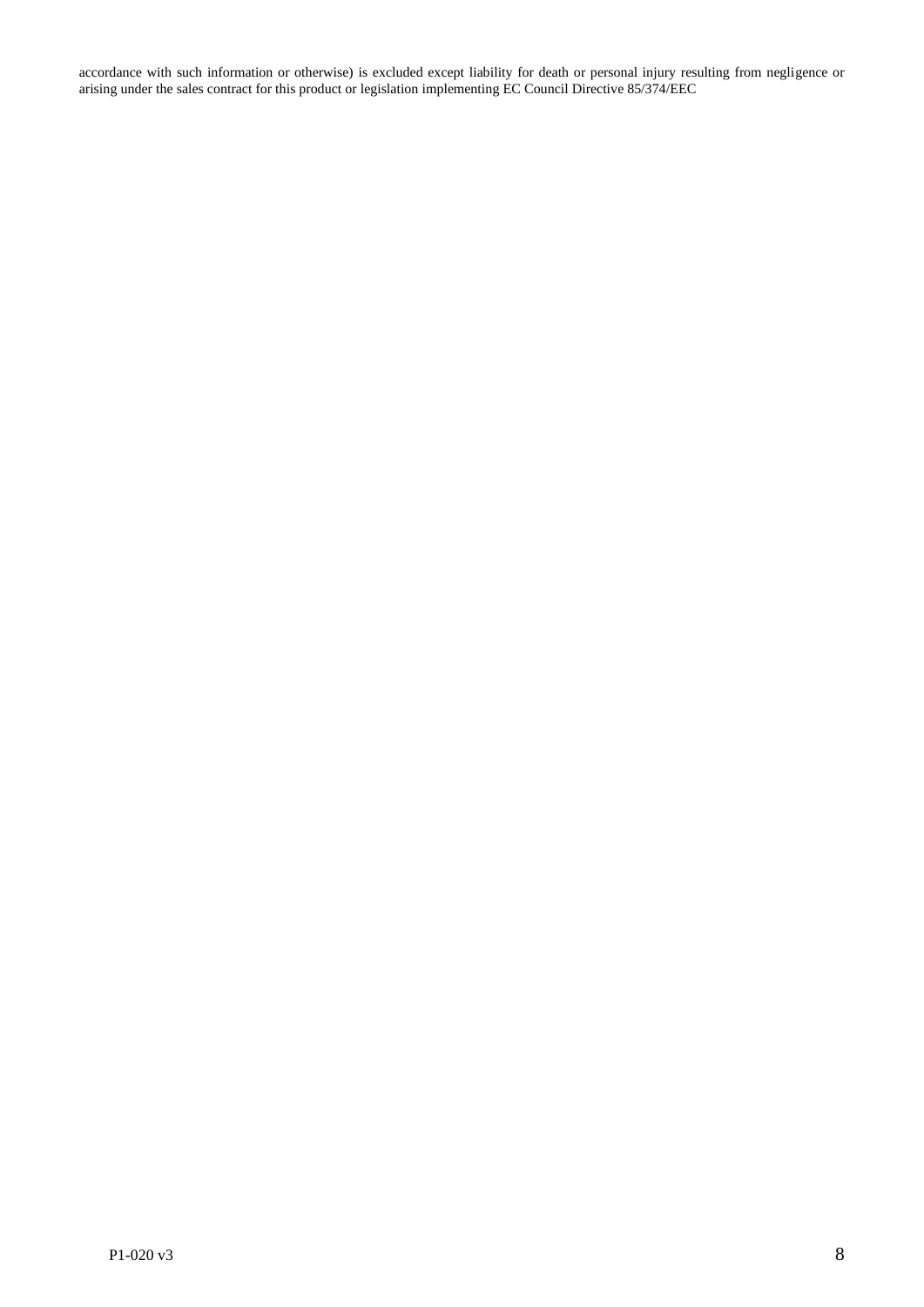accordance with such information or otherwise) is excluded except liability for death or personal injury resulting from negligence or arising under the sales contract for this product or legislation implementing EC Council Directive 85/374/EEC